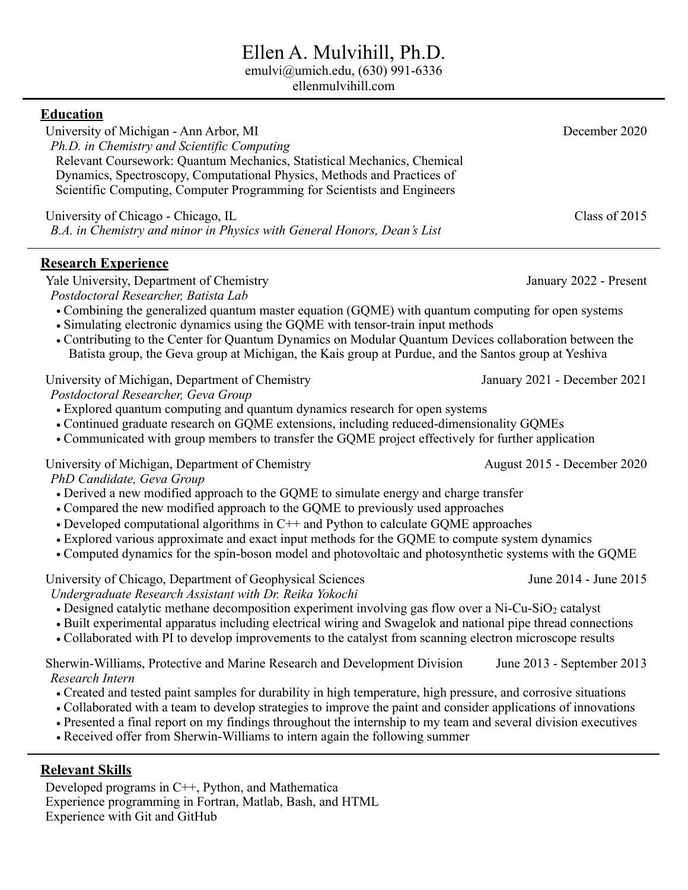# Ellen A. Mulvihill, Ph.D.

emulvi@umich.edu, (630) 991-6336
ellenmulvihill.com

---

## Education

University of Michigan - Ann Arbor, MI — December 2020
*Ph.D. in Chemistry and Scientific Computing*
Relevant Coursework: Quantum Mechanics, Statistical Mechanics, Chemical Dynamics, Spectroscopy, Computational Physics, Methods and Practices of Scientific Computing, Computer Programming for Scientists and Engineers

University of Chicago - Chicago, IL — Class of 2015
*B.A. in Chemistry and minor in Physics with General Honors, Dean's List*

---

## Research Experience

Yale University, Department of Chemistry — January 2022 - Present
*Postdoctoral Researcher, Batista Lab*
- Combining the generalized quantum master equation (GQME) with quantum computing for open systems
- Simulating electronic dynamics using the GQME with tensor-train input methods
- Contributing to the Center for Quantum Dynamics on Modular Quantum Devices collaboration between the Batista group, the Geva group at Michigan, the Kais group at Purdue, and the Santos group at Yeshiva

University of Michigan, Department of Chemistry — January 2021 - December 2021
*Postdoctoral Researcher, Geva Group*
- Explored quantum computing and quantum dynamics research for open systems
- Continued graduate research on GQME extensions, including reduced-dimensionality GQMEs
- Communicated with group members to transfer the GQME project effectively for further application

University of Michigan, Department of Chemistry — August 2015 - December 2020
*PhD Candidate, Geva Group*
- Derived a new modified approach to the GQME to simulate energy and charge transfer
- Compared the new modified approach to the GQME to previously used approaches
- Developed computational algorithms in C++ and Python to calculate GQME approaches
- Explored various approximate and exact input methods for the GQME to compute system dynamics
- Computed dynamics for the spin-boson model and photovoltaic and photosynthetic systems with the GQME

University of Chicago, Department of Geophysical Sciences — June 2014 - June 2015
*Undergraduate Research Assistant with Dr. Reika Yokochi*
- Designed catalytic methane decomposition experiment involving gas flow over a Ni-Cu-$SiO_2$ catalyst
- Built experimental apparatus including electrical wiring and Swagelok and national pipe thread connections
- Collaborated with PI to develop improvements to the catalyst from scanning electron microscope results

Sherwin-Williams, Protective and Marine Research and Development Division — June 2013 - September 2013
*Research Intern*
- Created and tested paint samples for durability in high temperature, high pressure, and corrosive situations
- Collaborated with a team to develop strategies to improve the paint and consider applications of innovations
- Presented a final report on my findings throughout the internship to my team and several division executives
- Received offer from Sherwin-Williams to intern again the following summer

---

## Relevant Skills

Developed programs in C++, Python, and Mathematica
Experience programming in Fortran, Matlab, Bash, and HTML
Experience with Git and GitHub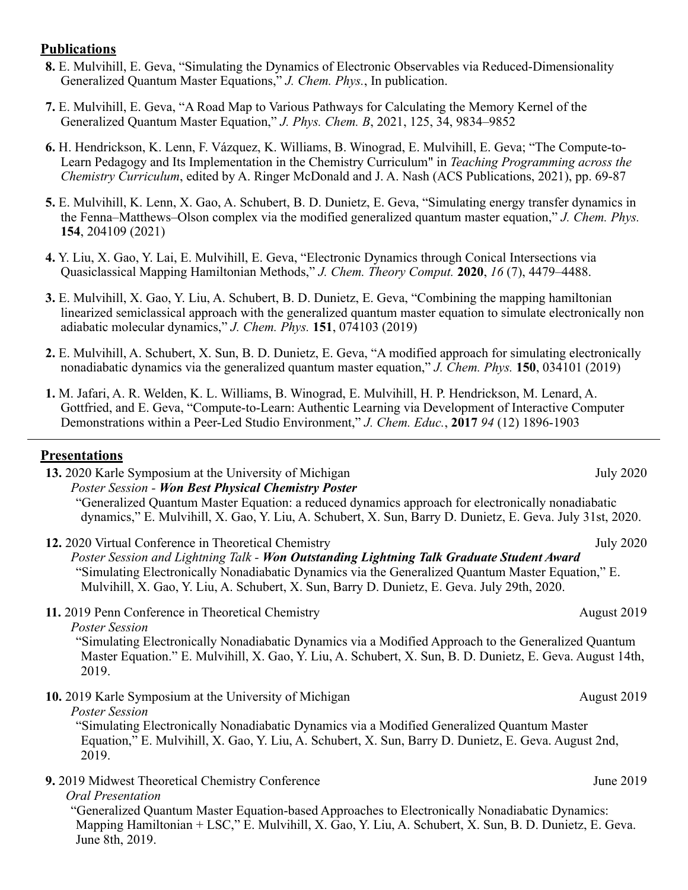## Publications

**8.** E. Mulvihill, E. Geva, "Simulating the Dynamics of Electronic Observables via Reduced-Dimensionality Generalized Quantum Master Equations," *J. Chem. Phys.*, In publication.

**7.** E. Mulvihill, E. Geva, "A Road Map to Various Pathways for Calculating the Memory Kernel of the Generalized Quantum Master Equation," *J. Phys. Chem. B*, 2021, 125, 34, 9834–9852

**6.** H. Hendrickson, K. Lenn, F. Vázquez, K. Williams, B. Winograd, E. Mulvihill, E. Geva; "The Compute-to-Learn Pedagogy and Its Implementation in the Chemistry Curriculum" in *Teaching Programming across the Chemistry Curriculum*, edited by A. Ringer McDonald and J. A. Nash (ACS Publications, 2021), pp. 69-87

**5.** E. Mulvihill, K. Lenn, X. Gao, A. Schubert, B. D. Dunietz, E. Geva, "Simulating energy transfer dynamics in the Fenna–Matthews–Olson complex via the modified generalized quantum master equation," *J. Chem. Phys.* **154**, 204109 (2021)

**4.** Y. Liu, X. Gao, Y. Lai, E. Mulvihill, E. Geva, "Electronic Dynamics through Conical Intersections via Quasiclassical Mapping Hamiltonian Methods," *J. Chem. Theory Comput.* **2020**, *16* (7), 4479–4488.

**3.** E. Mulvihill, X. Gao, Y. Liu, A. Schubert, B. D. Dunietz, E. Geva, "Combining the mapping hamiltonian linearized semiclassical approach with the generalized quantum master equation to simulate electronically non adiabatic molecular dynamics," *J. Chem. Phys.* **151**, 074103 (2019)

**2.** E. Mulvihill, A. Schubert, X. Sun, B. D. Dunietz, E. Geva, "A modified approach for simulating electronically nonadiabatic dynamics via the generalized quantum master equation," *J. Chem. Phys.* **150**, 034101 (2019)

**1.** M. Jafari, A. R. Welden, K. L. Williams, B. Winograd, E. Mulvihill, H. P. Hendrickson, M. Lenard, A. Gottfried, and E. Geva, "Compute-to-Learn: Authentic Learning via Development of Interactive Computer Demonstrations within a Peer-Led Studio Environment," *J. Chem. Educ.*, **2017** *94* (12) 1896-1903

---

## Presentations

**13.** 2020 Karle Symposium at the University of Michigan — July 2020
*Poster Session - **Won Best Physical Chemistry Poster***
"Generalized Quantum Master Equation: a reduced dynamics approach for electronically nonadiabatic dynamics," E. Mulvihill, X. Gao, Y. Liu, A. Schubert, X. Sun, Barry D. Dunietz, E. Geva. July 31st, 2020.

**12.** 2020 Virtual Conference in Theoretical Chemistry — July 2020
*Poster Session and Lightning Talk - **Won Outstanding Lightning Talk Graduate Student Award***
"Simulating Electronically Nonadiabatic Dynamics via the Generalized Quantum Master Equation," E. Mulvihill, X. Gao, Y. Liu, A. Schubert, X. Sun, Barry D. Dunietz, E. Geva. July 29th, 2020.

**11.** 2019 Penn Conference in Theoretical Chemistry — August 2019
*Poster Session*
"Simulating Electronically Nonadiabatic Dynamics via a Modified Approach to the Generalized Quantum Master Equation." E. Mulvihill, X. Gao, Y. Liu, A. Schubert, X. Sun, B. D. Dunietz, E. Geva. August 14th, 2019.

**10.** 2019 Karle Symposium at the University of Michigan — August 2019
*Poster Session*
"Simulating Electronically Nonadiabatic Dynamics via a Modified Generalized Quantum Master Equation," E. Mulvihill, X. Gao, Y. Liu, A. Schubert, X. Sun, Barry D. Dunietz, E. Geva. August 2nd, 2019.

**9.** 2019 Midwest Theoretical Chemistry Conference — June 2019
*Oral Presentation*
"Generalized Quantum Master Equation-based Approaches to Electronically Nonadiabatic Dynamics: Mapping Hamiltonian + LSC," E. Mulvihill, X. Gao, Y. Liu, A. Schubert, X. Sun, B. D. Dunietz, E. Geva. June 8th, 2019.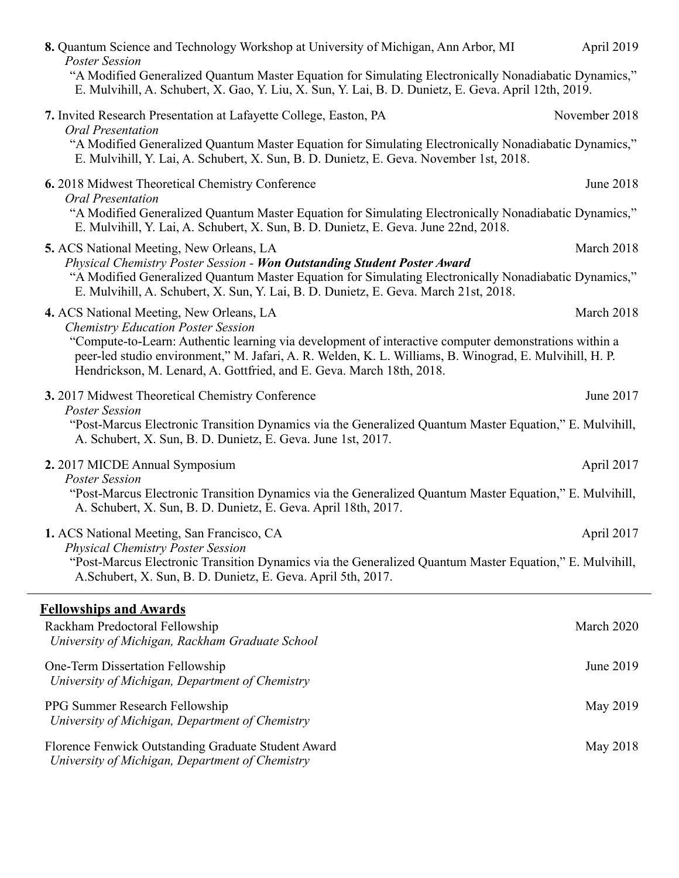**8.** Quantum Science and Technology Workshop at University of Michigan, Ann Arbor, MI — April 2019
*Poster Session*
"A Modified Generalized Quantum Master Equation for Simulating Electronically Nonadiabatic Dynamics," E. Mulvihill, A. Schubert, X. Gao, Y. Liu, X. Sun, Y. Lai, B. D. Dunietz, E. Geva. April 12th, 2019.

**7.** Invited Research Presentation at Lafayette College, Easton, PA — November 2018
*Oral Presentation*
"A Modified Generalized Quantum Master Equation for Simulating Electronically Nonadiabatic Dynamics," E. Mulvihill, Y. Lai, A. Schubert, X. Sun, B. D. Dunietz, E. Geva. November 1st, 2018.

**6.** 2018 Midwest Theoretical Chemistry Conference — June 2018
*Oral Presentation*
"A Modified Generalized Quantum Master Equation for Simulating Electronically Nonadiabatic Dynamics," E. Mulvihill, Y. Lai, A. Schubert, X. Sun, B. D. Dunietz, E. Geva. June 22nd, 2018.

**5.** ACS National Meeting, New Orleans, LA — March 2018
*Physical Chemistry Poster Session - **Won Outstanding Student Poster Award***
"A Modified Generalized Quantum Master Equation for Simulating Electronically Nonadiabatic Dynamics," E. Mulvihill, A. Schubert, X. Sun, Y. Lai, B. D. Dunietz, E. Geva. March 21st, 2018.

**4.** ACS National Meeting, New Orleans, LA — March 2018
*Chemistry Education Poster Session*
"Compute-to-Learn: Authentic learning via development of interactive computer demonstrations within a peer-led studio environment," M. Jafari, A. R. Welden, K. L. Williams, B. Winograd, E. Mulvihill, H. P. Hendrickson, M. Lenard, A. Gottfried, and E. Geva. March 18th, 2018.

**3.** 2017 Midwest Theoretical Chemistry Conference — June 2017
*Poster Session*
"Post-Marcus Electronic Transition Dynamics via the Generalized Quantum Master Equation," E. Mulvihill, A. Schubert, X. Sun, B. D. Dunietz, E. Geva. June 1st, 2017.

**2.** 2017 MICDE Annual Symposium — April 2017
*Poster Session*
"Post-Marcus Electronic Transition Dynamics via the Generalized Quantum Master Equation," E. Mulvihill, A. Schubert, X. Sun, B. D. Dunietz, E. Geva. April 18th, 2017.

**1.** ACS National Meeting, San Francisco, CA — April 2017
*Physical Chemistry Poster Session*
"Post-Marcus Electronic Transition Dynamics via the Generalized Quantum Master Equation," E. Mulvihill, A.Schubert, X. Sun, B. D. Dunietz, E. Geva. April 5th, 2017.

## Fellowships and Awards

Rackham Predoctoral Fellowship — March 2020
*University of Michigan, Rackham Graduate School*

One-Term Dissertation Fellowship — June 2019
*University of Michigan, Department of Chemistry*

PPG Summer Research Fellowship — May 2019
*University of Michigan, Department of Chemistry*

Florence Fenwick Outstanding Graduate Student Award — May 2018
*University of Michigan, Department of Chemistry*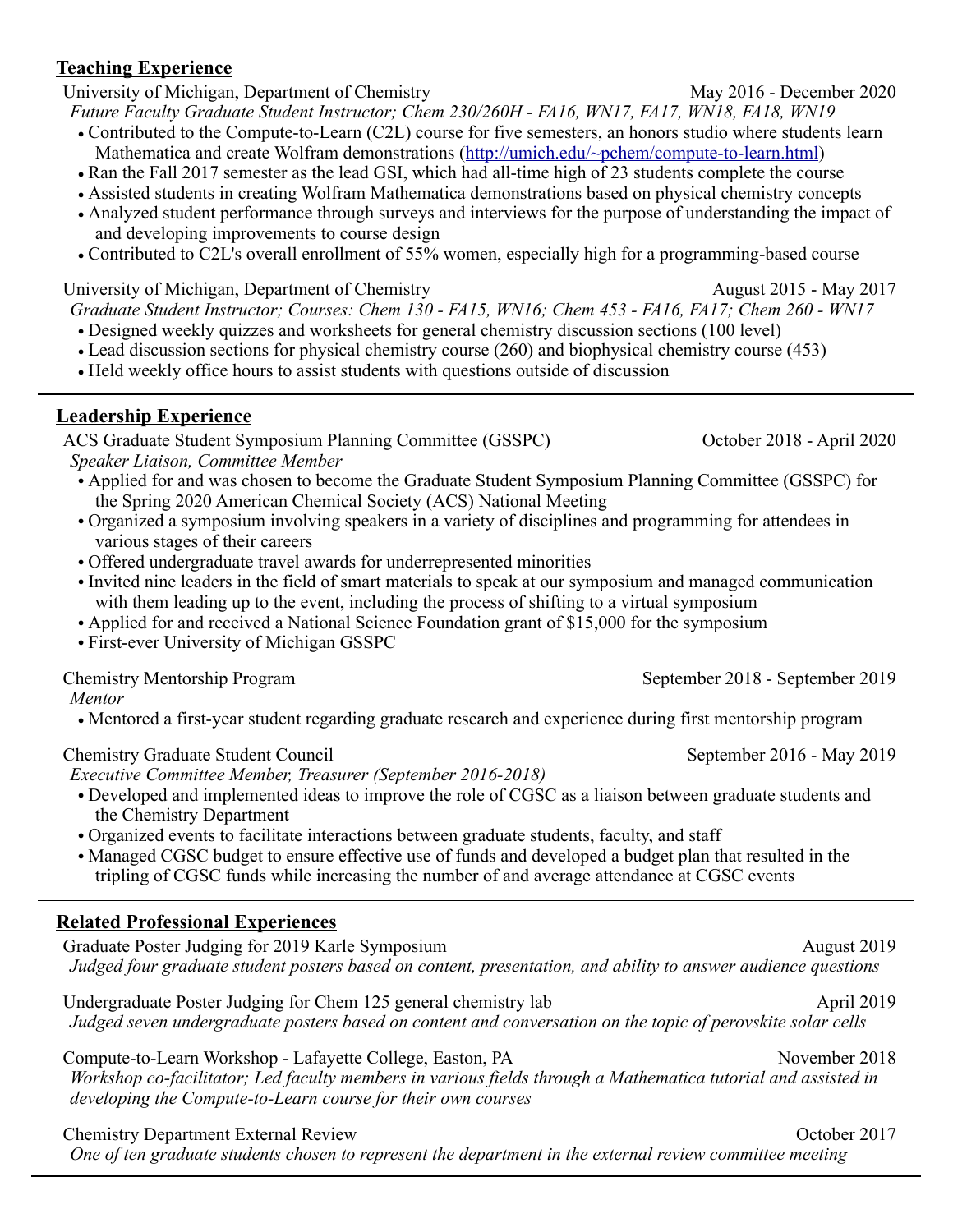## Teaching Experience

University of Michigan, Department of Chemistry — May 2016 - December 2020

*Future Faculty Graduate Student Instructor; Chem 230/260H - FA16, WN17, FA17, WN18, FA18, WN19*

- Contributed to the Compute-to-Learn (C2L) course for five semesters, an honors studio where students learn Mathematica and create Wolfram demonstrations (http://umich.edu/~pchem/compute-to-learn.html)
- Ran the Fall 2017 semester as the lead GSI, which had all-time high of 23 students complete the course
- Assisted students in creating Wolfram Mathematica demonstrations based on physical chemistry concepts
- Analyzed student performance through surveys and interviews for the purpose of understanding the impact of and developing improvements to course design
- Contributed to C2L's overall enrollment of 55% women, especially high for a programming-based course

University of Michigan, Department of Chemistry — August 2015 - May 2017

*Graduate Student Instructor; Courses: Chem 130 - FA15, WN16; Chem 453 - FA16, FA17; Chem 260 - WN17*

- Designed weekly quizzes and worksheets for general chemistry discussion sections (100 level)
- Lead discussion sections for physical chemistry course (260) and biophysical chemistry course (453)
- Held weekly office hours to assist students with questions outside of discussion

---

## Leadership Experience

ACS Graduate Student Symposium Planning Committee (GSSPC) — October 2018 - April 2020

*Speaker Liaison, Committee Member*

- Applied for and was chosen to become the Graduate Student Symposium Planning Committee (GSSPC) for the Spring 2020 American Chemical Society (ACS) National Meeting
- Organized a symposium involving speakers in a variety of disciplines and programming for attendees in various stages of their careers
- Offered undergraduate travel awards for underrepresented minorities
- Invited nine leaders in the field of smart materials to speak at our symposium and managed communication with them leading up to the event, including the process of shifting to a virtual symposium
- Applied for and received a National Science Foundation grant of $15,000 for the symposium
- First-ever University of Michigan GSSPC

Chemistry Mentorship Program — September 2018 - September 2019

*Mentor*

- Mentored a first-year student regarding graduate research and experience during first mentorship program

Chemistry Graduate Student Council — September 2016 - May 2019

*Executive Committee Member, Treasurer (September 2016-2018)*

- Developed and implemented ideas to improve the role of CGSC as a liaison between graduate students and the Chemistry Department
- Organized events to facilitate interactions between graduate students, faculty, and staff
- Managed CGSC budget to ensure effective use of funds and developed a budget plan that resulted in the tripling of CGSC funds while increasing the number of and average attendance at CGSC events

---

## Related Professional Experiences

Graduate Poster Judging for 2019 Karle Symposium — August 2019

*Judged four graduate student posters based on content, presentation, and ability to answer audience questions*

Undergraduate Poster Judging for Chem 125 general chemistry lab — April 2019

*Judged seven undergraduate posters based on content and conversation on the topic of perovskite solar cells*

Compute-to-Learn Workshop - Lafayette College, Easton, PA — November 2018

*Workshop co-facilitator; Led faculty members in various fields through a Mathematica tutorial and assisted in developing the Compute-to-Learn course for their own courses*

Chemistry Department External Review — October 2017

*One of ten graduate students chosen to represent the department in the external review committee meeting*